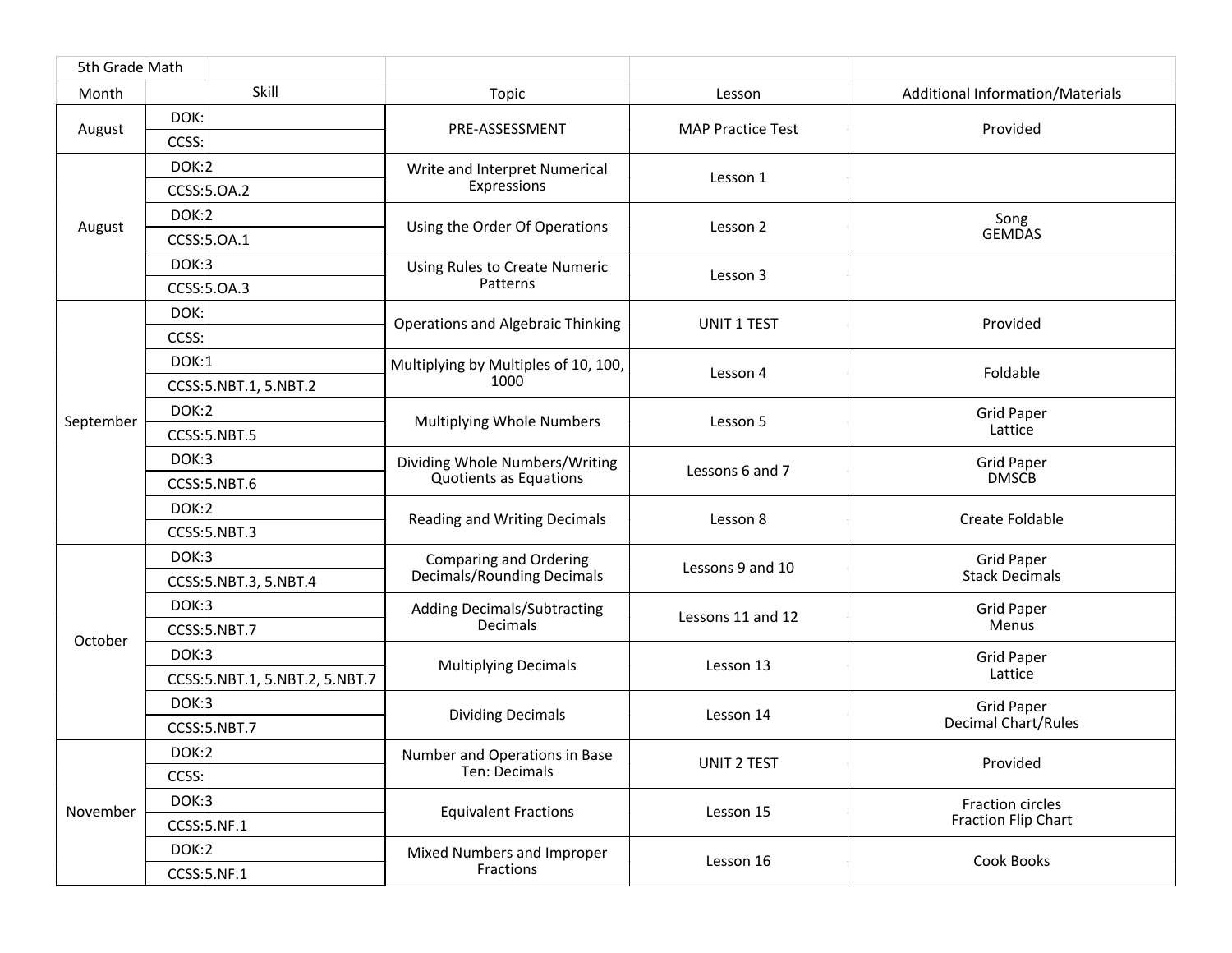| 5th Grade Math | | | | |
|---|---|---|---|---|
| Month | Skill | Topic | Lesson | Additional Information/Materials |
| August | DOK: CCSS: | PRE-ASSESSMENT | MAP Practice Test | Provided |
| August | DOK:2 CCSS:5.OA.2 | Write and Interpret Numerical Expressions | Lesson 1 | |
| | DOK:2 CCSS:5.OA.1 | Using the Order Of Operations | Lesson 2 | Song GEMDAS |
| | DOK:3 CCSS:5.OA.3 | Using Rules to Create Numeric Patterns | Lesson 3 | |
| September | DOK: CCSS: | Operations and Algebraic Thinking | UNIT 1 TEST | Provided |
| | DOK:1 CCSS:5.NBT.1, 5.NBT.2 | Multiplying by Multiples of 10, 100, 1000 | Lesson 4 | Foldable |
| | DOK:2 CCSS:5.NBT.5 | Multiplying Whole Numbers | Lesson 5 | Grid Paper Lattice |
| | DOK:3 CCSS:5.NBT.6 | Dividing Whole Numbers/Writing Quotients as Equations | Lessons 6 and 7 | Grid Paper DMSCB |
| | DOK:2 CCSS:5.NBT.3 | Reading and Writing Decimals | Lesson 8 | Create Foldable |
| October | DOK:3 CCSS:5.NBT.3, 5.NBT.4 | Comparing and Ordering Decimals/Rounding Decimals | Lessons 9 and 10 | Grid Paper Stack Decimals |
| | DOK:3 CCSS:5.NBT.7 | Adding Decimals/Subtracting Decimals | Lessons 11 and 12 | Grid Paper Menus |
| | DOK:3 CCSS:5.NBT.1, 5.NBT.2, 5.NBT.7 | Multiplying Decimals | Lesson 13 | Grid Paper Lattice |
| | DOK:3 CCSS:5.NBT.7 | Dividing Decimals | Lesson 14 | Grid Paper Decimal Chart/Rules |
| November | DOK:2 CCSS: | Number and Operations in Base Ten: Decimals | UNIT 2 TEST | Provided |
| | DOK:3 CCSS:5.NF.1 | Equivalent Fractions | Lesson 15 | Fraction circles Fraction Flip Chart |
| | DOK:2 CCSS:5.NF.1 | Mixed Numbers and Improper Fractions | Lesson 16 | Cook Books |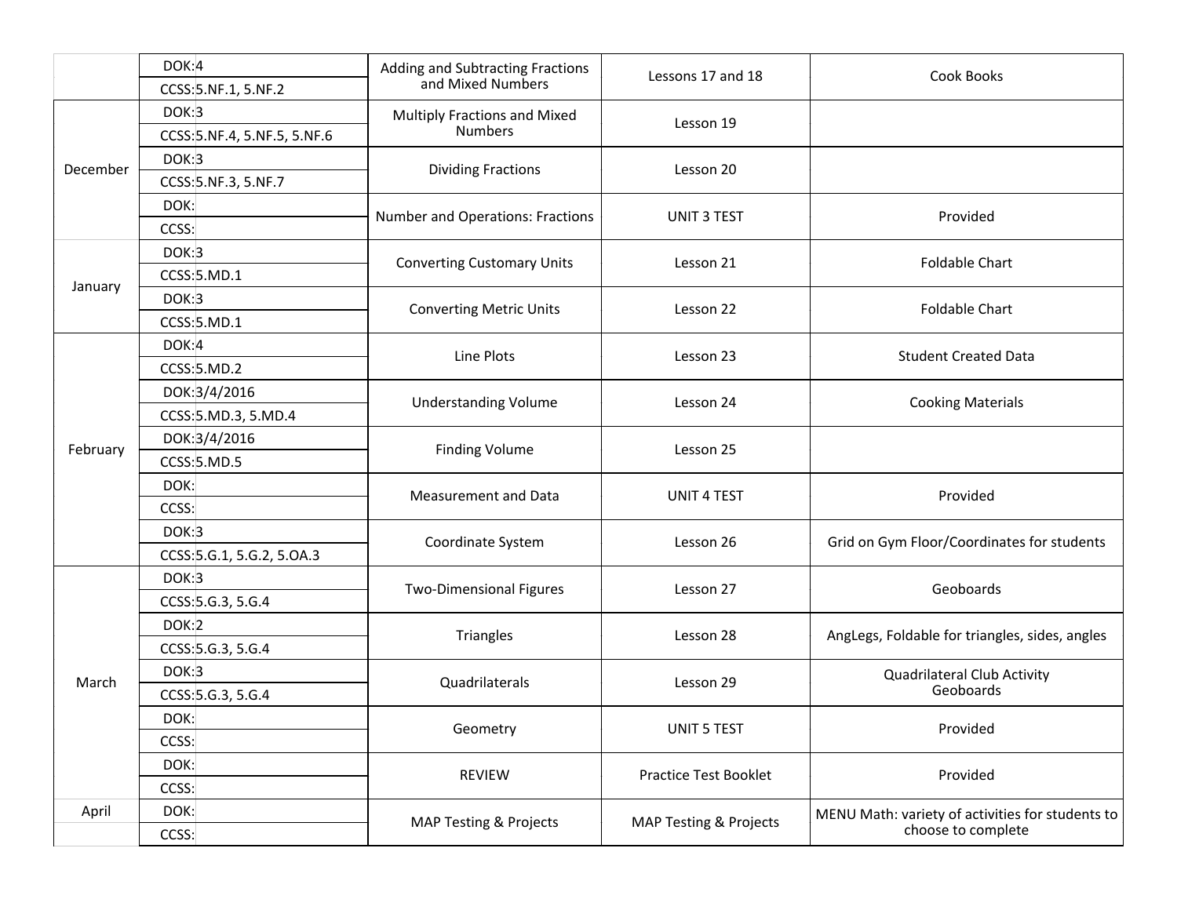| | | | | |
|---|---|---|---|---|
| | DOK:4<br>CCSS:5.NF.1, 5.NF.2 | Adding and Subtracting Fractions and Mixed Numbers | Lessons 17 and 18 | Cook Books |
| December | DOK:3<br>CCSS:5.NF.4, 5.NF.5, 5.NF.6 | Multiply Fractions and Mixed Numbers | Lesson 19 | |
| | DOK:3<br>CCSS:5.NF.3, 5.NF.7 | Dividing Fractions | Lesson 20 | |
| | DOK:<br>CCSS: | Number and Operations: Fractions | UNIT 3 TEST | Provided |
| January | DOK:3<br>CCSS:5.MD.1 | Converting Customary Units | Lesson 21 | Foldable Chart |
| | DOK:3<br>CCSS:5.MD.1 | Converting Metric Units | Lesson 22 | Foldable Chart |
| February | DOK:4<br>CCSS:5.MD.2 | Line Plots | Lesson 23 | Student Created Data |
| | DOK:3/4/2016<br>CCSS:5.MD.3, 5.MD.4 | Understanding Volume | Lesson 24 | Cooking Materials |
| | DOK:3/4/2016<br>CCSS:5.MD.5 | Finding Volume | Lesson 25 | |
| | DOK:<br>CCSS: | Measurement and Data | UNIT 4 TEST | Provided |
| | DOK:3<br>CCSS:5.G.1, 5.G.2, 5.OA.3 | Coordinate System | Lesson 26 | Grid on Gym Floor/Coordinates for students |
| March | DOK:3<br>CCSS:5.G.3, 5.G.4 | Two-Dimensional Figures | Lesson 27 | Geoboards |
| | DOK:2<br>CCSS:5.G.3, 5.G.4 | Triangles | Lesson 28 | AngLegs, Foldable for triangles, sides, angles |
| | DOK:3<br>CCSS:5.G.3, 5.G.4 | Quadrilaterals | Lesson 29 | Quadrilateral Club Activity<br>Geoboards |
| | DOK:<br>CCSS: | Geometry | UNIT 5 TEST | Provided |
| | DOK:<br>CCSS: | REVIEW | Practice Test Booklet | Provided |
| April | DOK:<br>CCSS: | MAP Testing & Projects | MAP Testing & Projects | MENU Math: variety of activities for students to choose to complete |